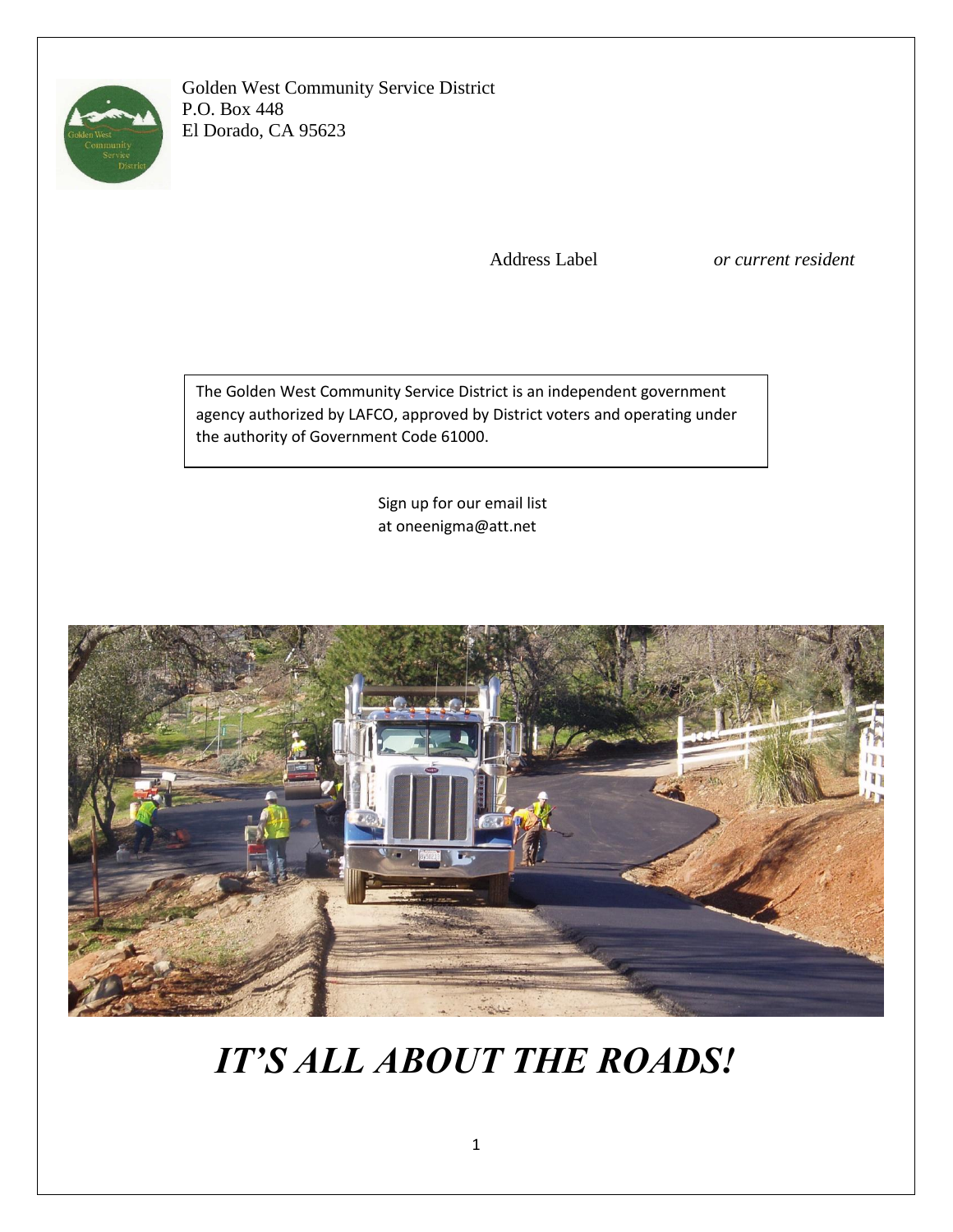Golden West Community Service District
P.O. Box 448
El Dorado, CA 95623

Address Label *or current resident*

The Golden West Community Service District is an independent government agency authorized by LAFCO, approved by District voters and operating under the authority of Government Code 61000.

Sign up for our email list
at oneenigma@att.net

# *IT'S ALL ABOUT THE ROADS!*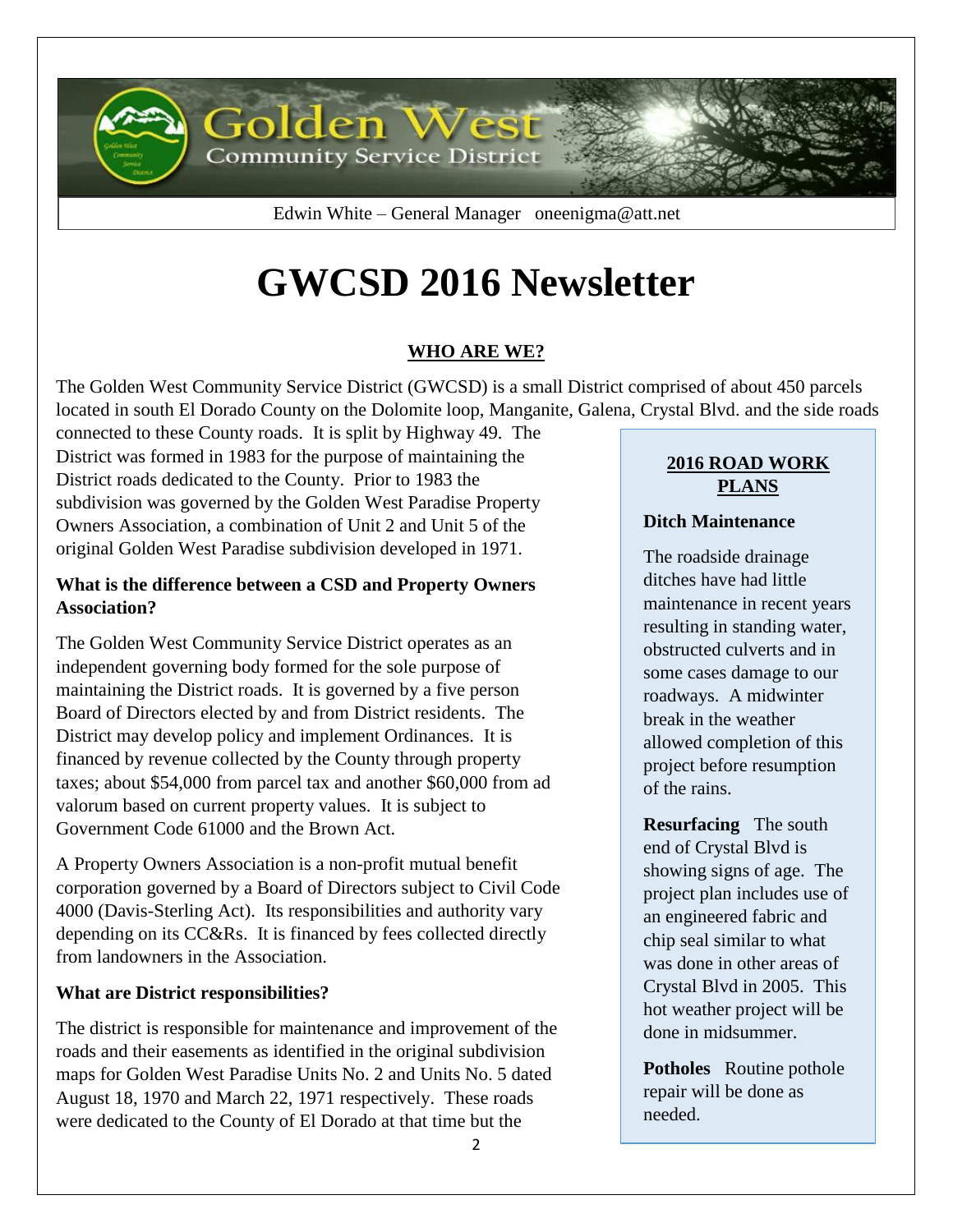Golden West Community Service District

Edwin White – General Manager oneenigma@att.net

# GWCSD 2016 Newsletter

## WHO ARE WE?

The Golden West Community Service District (GWCSD) is a small District comprised of about 450 parcels located in south El Dorado County on the Dolomite loop, Manganite, Galena, Crystal Blvd. and the side roads connected to these County roads. It is split by Highway 49. The District was formed in 1983 for the purpose of maintaining the District roads dedicated to the County. Prior to 1983 the subdivision was governed by the Golden West Paradise Property Owners Association, a combination of Unit 2 and Unit 5 of the original Golden West Paradise subdivision developed in 1971.

### What is the difference between a CSD and Property Owners Association?

The Golden West Community Service District operates as an independent governing body formed for the sole purpose of maintaining the District roads. It is governed by a five person Board of Directors elected by and from District residents. The District may develop policy and implement Ordinances. It is financed by revenue collected by the County through property taxes; about $54,000 from parcel tax and another $60,000 from ad valorum based on current property values. It is subject to Government Code 61000 and the Brown Act.

A Property Owners Association is a non-profit mutual benefit corporation governed by a Board of Directors subject to Civil Code 4000 (Davis-Sterling Act). Its responsibilities and authority vary depending on its CC&Rs. It is financed by fees collected directly from landowners in the Association.

### What are District responsibilities?

The district is responsible for maintenance and improvement of the roads and their easements as identified in the original subdivision maps for Golden West Paradise Units No. 2 and Units No. 5 dated August 18, 1970 and March 22, 1971 respectively. These roads were dedicated to the County of El Dorado at that time but the

## 2016 ROAD WORK PLANS

**Ditch Maintenance**

The roadside drainage ditches have had little maintenance in recent years resulting in standing water, obstructed culverts and in some cases damage to our roadways. A midwinter break in the weather allowed completion of this project before resumption of the rains.

**Resurfacing** The south end of Crystal Blvd is showing signs of age. The project plan includes use of an engineered fabric and chip seal similar to what was done in other areas of Crystal Blvd in 2005. This hot weather project will be done in midsummer.

**Potholes** Routine pothole repair will be done as needed.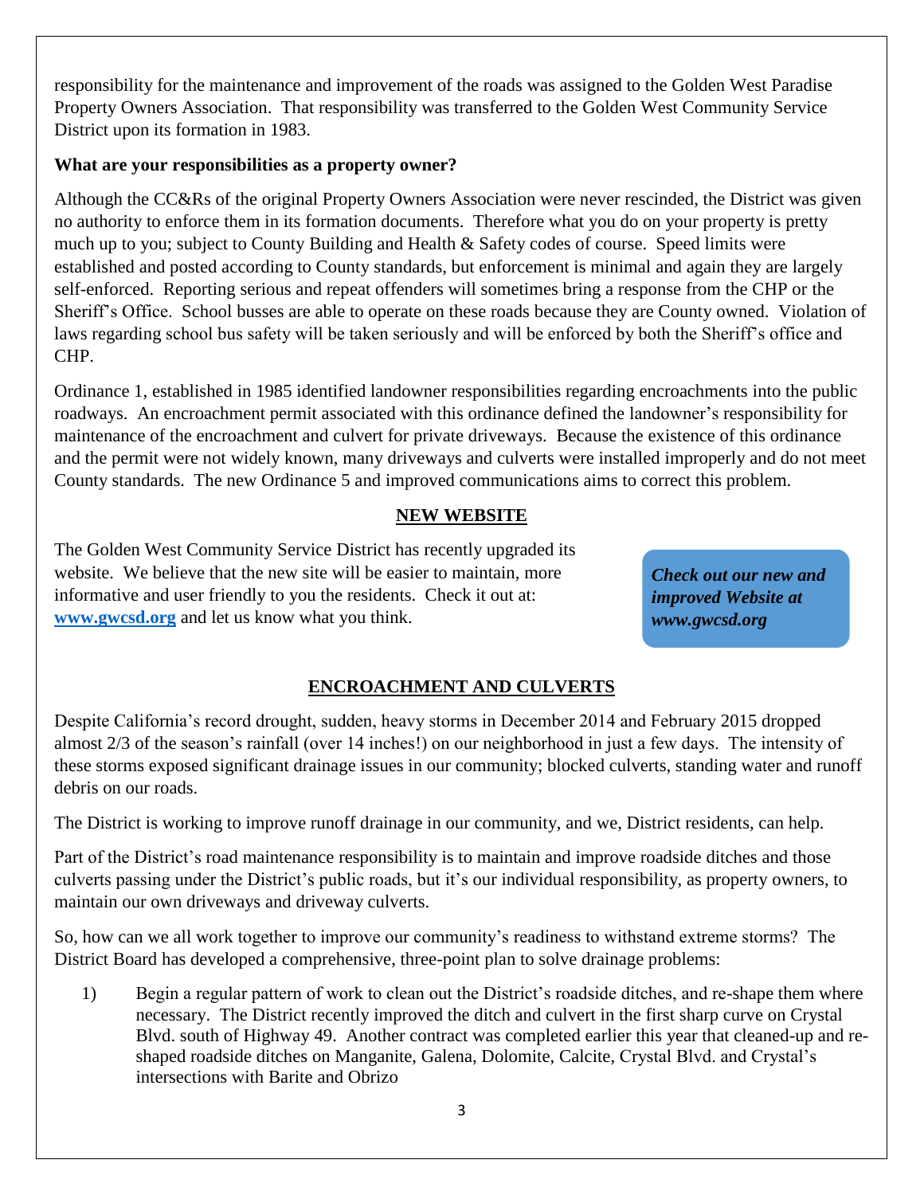responsibility for the maintenance and improvement of the roads was assigned to the Golden West Paradise Property Owners Association. That responsibility was transferred to the Golden West Community Service District upon its formation in 1983.

**What are your responsibilities as a property owner?**

Although the CC&Rs of the original Property Owners Association were never rescinded, the District was given no authority to enforce them in its formation documents. Therefore what you do on your property is pretty much up to you; subject to County Building and Health & Safety codes of course. Speed limits were established and posted according to County standards, but enforcement is minimal and again they are largely self-enforced. Reporting serious and repeat offenders will sometimes bring a response from the CHP or the Sheriff's Office. School busses are able to operate on these roads because they are County owned. Violation of laws regarding school bus safety will be taken seriously and will be enforced by both the Sheriff's office and CHP.

Ordinance 1, established in 1985 identified landowner responsibilities regarding encroachments into the public roadways. An encroachment permit associated with this ordinance defined the landowner's responsibility for maintenance of the encroachment and culvert for private driveways. Because the existence of this ordinance and the permit were not widely known, many driveways and culverts were installed improperly and do not meet County standards. The new Ordinance 5 and improved communications aims to correct this problem.

## NEW WEBSITE

The Golden West Community Service District has recently upgraded its website. We believe that the new site will be easier to maintain, more informative and user friendly to you the residents. Check it out at: **www.gwcsd.org** and let us know what you think.

***Check out our new and improved Website at www.gwcsd.org***

## ENCROACHMENT AND CULVERTS

Despite California's record drought, sudden, heavy storms in December 2014 and February 2015 dropped almost 2/3 of the season's rainfall (over 14 inches!) on our neighborhood in just a few days. The intensity of these storms exposed significant drainage issues in our community; blocked culverts, standing water and runoff debris on our roads.

The District is working to improve runoff drainage in our community, and we, District residents, can help.

Part of the District's road maintenance responsibility is to maintain and improve roadside ditches and those culverts passing under the District's public roads, but it's our individual responsibility, as property owners, to maintain our own driveways and driveway culverts.

So, how can we all work together to improve our community's readiness to withstand extreme storms? The District Board has developed a comprehensive, three-point plan to solve drainage problems:

1) Begin a regular pattern of work to clean out the District's roadside ditches, and re-shape them where necessary. The District recently improved the ditch and culvert in the first sharp curve on Crystal Blvd. south of Highway 49. Another contract was completed earlier this year that cleaned-up and re-shaped roadside ditches on Manganite, Galena, Dolomite, Calcite, Crystal Blvd. and Crystal's intersections with Barite and Obrizo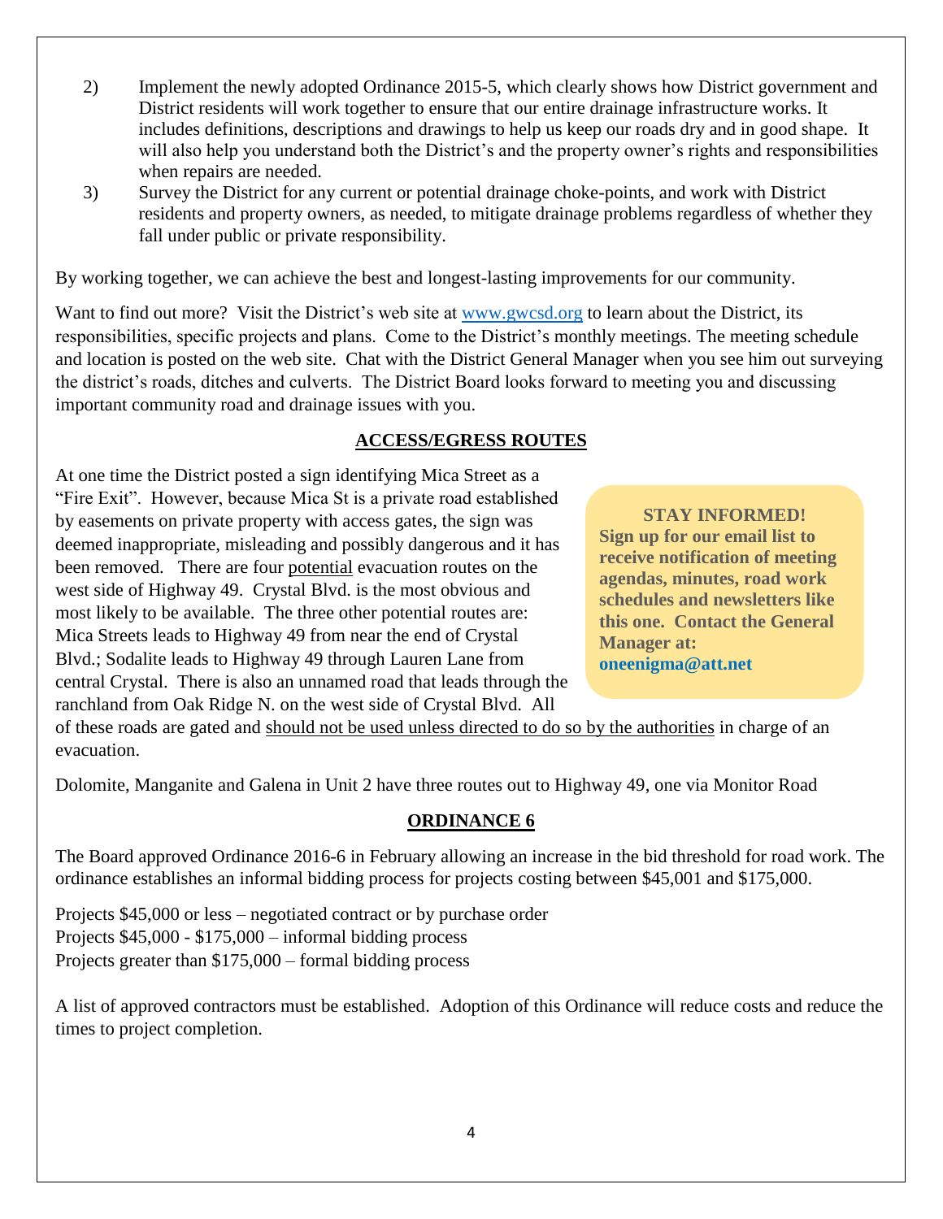2) Implement the newly adopted Ordinance 2015-5, which clearly shows how District government and District residents will work together to ensure that our entire drainage infrastructure works. It includes definitions, descriptions and drawings to help us keep our roads dry and in good shape. It will also help you understand both the District's and the property owner's rights and responsibilities when repairs are needed.

3) Survey the District for any current or potential drainage choke-points, and work with District residents and property owners, as needed, to mitigate drainage problems regardless of whether they fall under public or private responsibility.

By working together, we can achieve the best and longest-lasting improvements for our community.

Want to find out more? Visit the District's web site at www.gwcsd.org to learn about the District, its responsibilities, specific projects and plans. Come to the District's monthly meetings. The meeting schedule and location is posted on the web site. Chat with the District General Manager when you see him out surveying the district's roads, ditches and culverts. The District Board looks forward to meeting you and discussing important community road and drainage issues with you.

## ACCESS/EGRESS ROUTES

At one time the District posted a sign identifying Mica Street as a "Fire Exit". However, because Mica St is a private road established by easements on private property with access gates, the sign was deemed inappropriate, misleading and possibly dangerous and it has been removed. There are four potential evacuation routes on the west side of Highway 49. Crystal Blvd. is the most obvious and most likely to be available. The three other potential routes are: Mica Streets leads to Highway 49 from near the end of Crystal Blvd.; Sodalite leads to Highway 49 through Lauren Lane from central Crystal. There is also an unnamed road that leads through the ranchland from Oak Ridge N. on the west side of Crystal Blvd. All of these roads are gated and should not be used unless directed to do so by the authorities in charge of an evacuation.

**STAY INFORMED!**
**Sign up for our email list to receive notification of meeting agendas, minutes, road work schedules and newsletters like this one. Contact the General Manager at: oneenigma@att.net**

Dolomite, Manganite and Galena in Unit 2 have three routes out to Highway 49, one via Monitor Road

## ORDINANCE 6

The Board approved Ordinance 2016-6 in February allowing an increase in the bid threshold for road work. The ordinance establishes an informal bidding process for projects costing between $45,001 and $175,000.

Projects $45,000 or less – negotiated contract or by purchase order
Projects $45,000 - $175,000 – informal bidding process
Projects greater than $175,000 – formal bidding process

A list of approved contractors must be established. Adoption of this Ordinance will reduce costs and reduce the times to project completion.